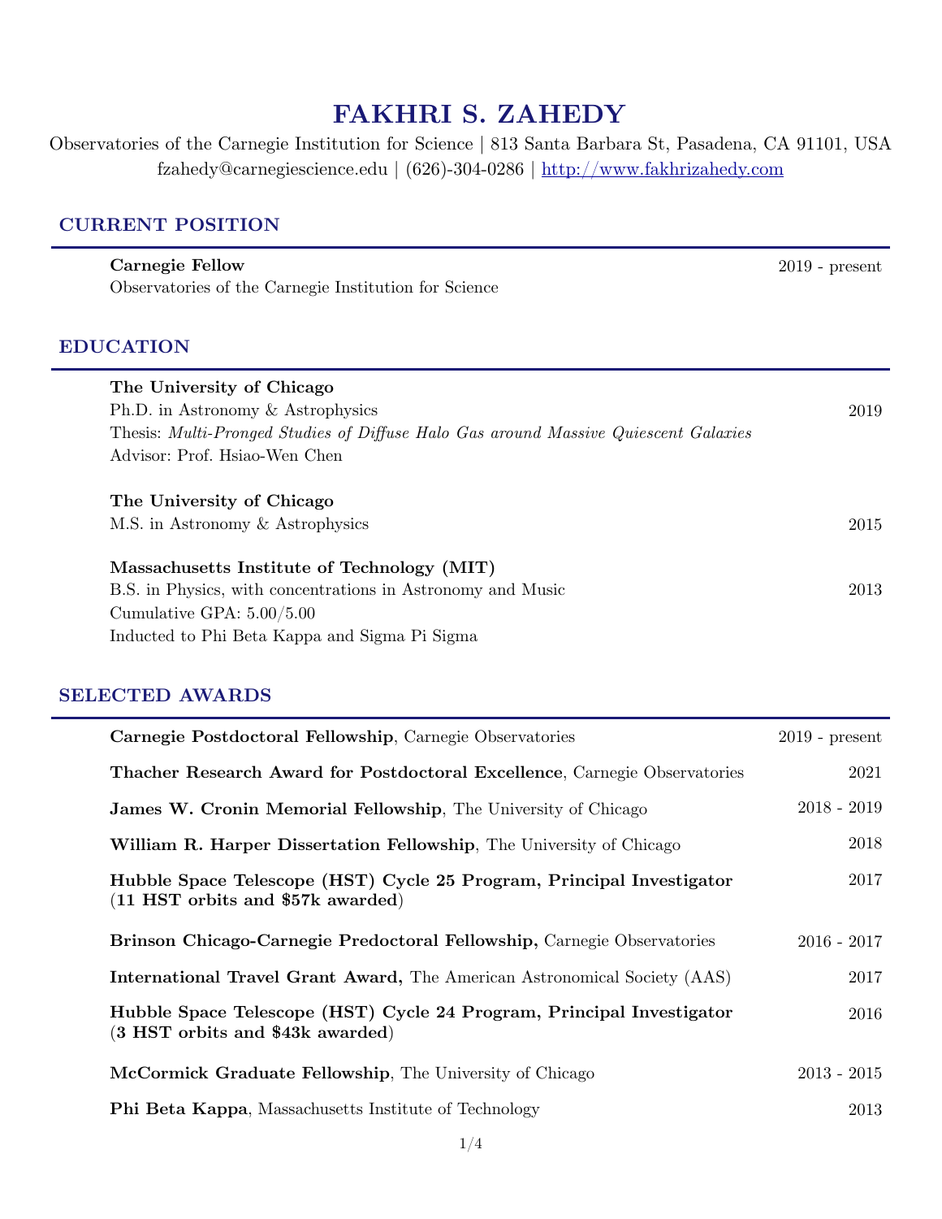# FAKHRI S. ZAHEDY

Observatories of the Carnegie Institution for Science | 813 Santa Barbara St, Pasadena, CA 91101, USA
fzahedy@carnegiescience.edu | (626)-304-0286 | http://www.fakhrizahedy.com

## CURRENT POSITION

**Carnegie Fellow** — 2019 - present
Observatories of the Carnegie Institution for Science

## EDUCATION

**The University of Chicago**
Ph.D. in Astronomy & Astrophysics — 2019
Thesis: *Multi-Pronged Studies of Diffuse Halo Gas around Massive Quiescent Galaxies*
Advisor: Prof. Hsiao-Wen Chen

**The University of Chicago**
M.S. in Astronomy & Astrophysics — 2015

**Massachusetts Institute of Technology (MIT)**
B.S. in Physics, with concentrations in Astronomy and Music — 2013
Cumulative GPA: 5.00/5.00
Inducted to Phi Beta Kappa and Sigma Pi Sigma

## SELECTED AWARDS

- **Carnegie Postdoctoral Fellowship**, Carnegie Observatories — 2019 - present
- **Thacher Research Award for Postdoctoral Excellence**, Carnegie Observatories — 2021
- **James W. Cronin Memorial Fellowship**, The University of Chicago — 2018 - 2019
- **William R. Harper Dissertation Fellowship**, The University of Chicago — 2018
- **Hubble Space Telescope (HST) Cycle 25 Program, Principal Investigator (11 HST orbits and $57k awarded)** — 2017
- **Brinson Chicago-Carnegie Predoctoral Fellowship,** Carnegie Observatories — 2016 - 2017
- **International Travel Grant Award,** The American Astronomical Society (AAS) — 2017
- **Hubble Space Telescope (HST) Cycle 24 Program, Principal Investigator (3 HST orbits and $43k awarded)** — 2016
- **McCormick Graduate Fellowship**, The University of Chicago — 2013 - 2015
- **Phi Beta Kappa**, Massachusetts Institute of Technology — 2013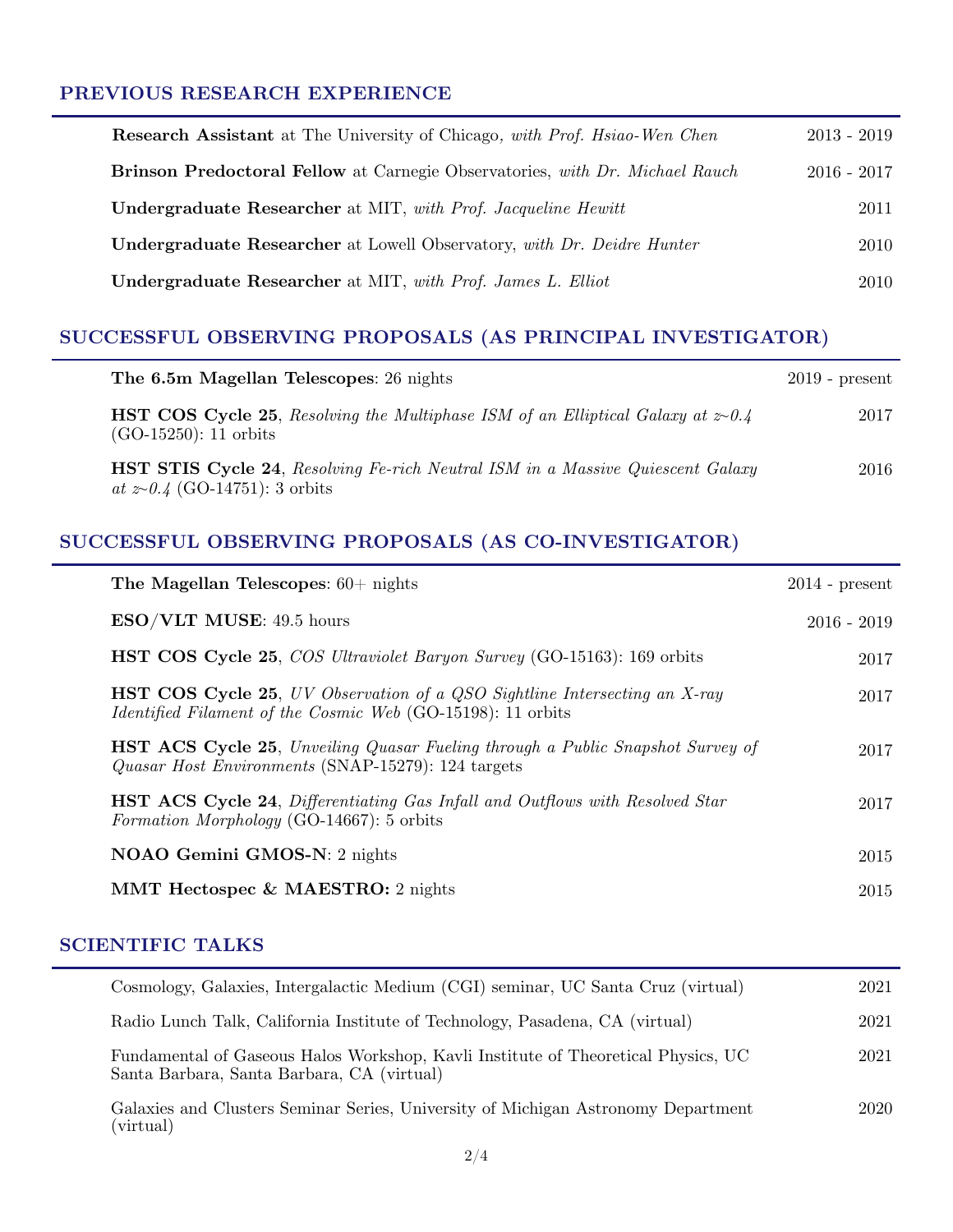## PREVIOUS RESEARCH EXPERIENCE

**Research Assistant** at The University of Chicago, *with Prof. Hsiao-Wen Chen* — 2013 - 2019

**Brinson Predoctoral Fellow** at Carnegie Observatories, *with Dr. Michael Rauch* — 2016 - 2017

**Undergraduate Researcher** at MIT, *with Prof. Jacqueline Hewitt* — 2011

**Undergraduate Researcher** at Lowell Observatory, *with Dr. Deidre Hunter* — 2010

**Undergraduate Researcher** at MIT, *with Prof. James L. Elliot* — 2010

## SUCCESSFUL OBSERVING PROPOSALS (AS PRINCIPAL INVESTIGATOR)

**The 6.5m Magellan Telescopes**: 26 nights — 2019 - present

**HST COS Cycle 25**, *Resolving the Multiphase ISM of an Elliptical Galaxy at z~0.4* (GO-15250): 11 orbits — 2017

**HST STIS Cycle 24**, *Resolving Fe-rich Neutral ISM in a Massive Quiescent Galaxy at z~0.4* (GO-14751): 3 orbits — 2016

## SUCCESSFUL OBSERVING PROPOSALS (AS CO-INVESTIGATOR)

**The Magellan Telescopes**: 60+ nights — 2014 - present

**ESO/VLT MUSE**: 49.5 hours — 2016 - 2019

**HST COS Cycle 25**, *COS Ultraviolet Baryon Survey* (GO-15163): 169 orbits — 2017

**HST COS Cycle 25**, *UV Observation of a QSO Sightline Intersecting an X-ray Identified Filament of the Cosmic Web* (GO-15198): 11 orbits — 2017

**HST ACS Cycle 25**, *Unveiling Quasar Fueling through a Public Snapshot Survey of Quasar Host Environments* (SNAP-15279): 124 targets — 2017

**HST ACS Cycle 24**, *Differentiating Gas Infall and Outflows with Resolved Star Formation Morphology* (GO-14667): 5 orbits — 2017

**NOAO Gemini GMOS-N**: 2 nights — 2015

**MMT Hectospec & MAESTRO:** 2 nights — 2015

## SCIENTIFIC TALKS

Cosmology, Galaxies, Intergalactic Medium (CGI) seminar, UC Santa Cruz (virtual) — 2021

Radio Lunch Talk, California Institute of Technology, Pasadena, CA (virtual) — 2021

Fundamental of Gaseous Halos Workshop, Kavli Institute of Theoretical Physics, UC Santa Barbara, Santa Barbara, CA (virtual) — 2021

Galaxies and Clusters Seminar Series, University of Michigan Astronomy Department (virtual) — 2020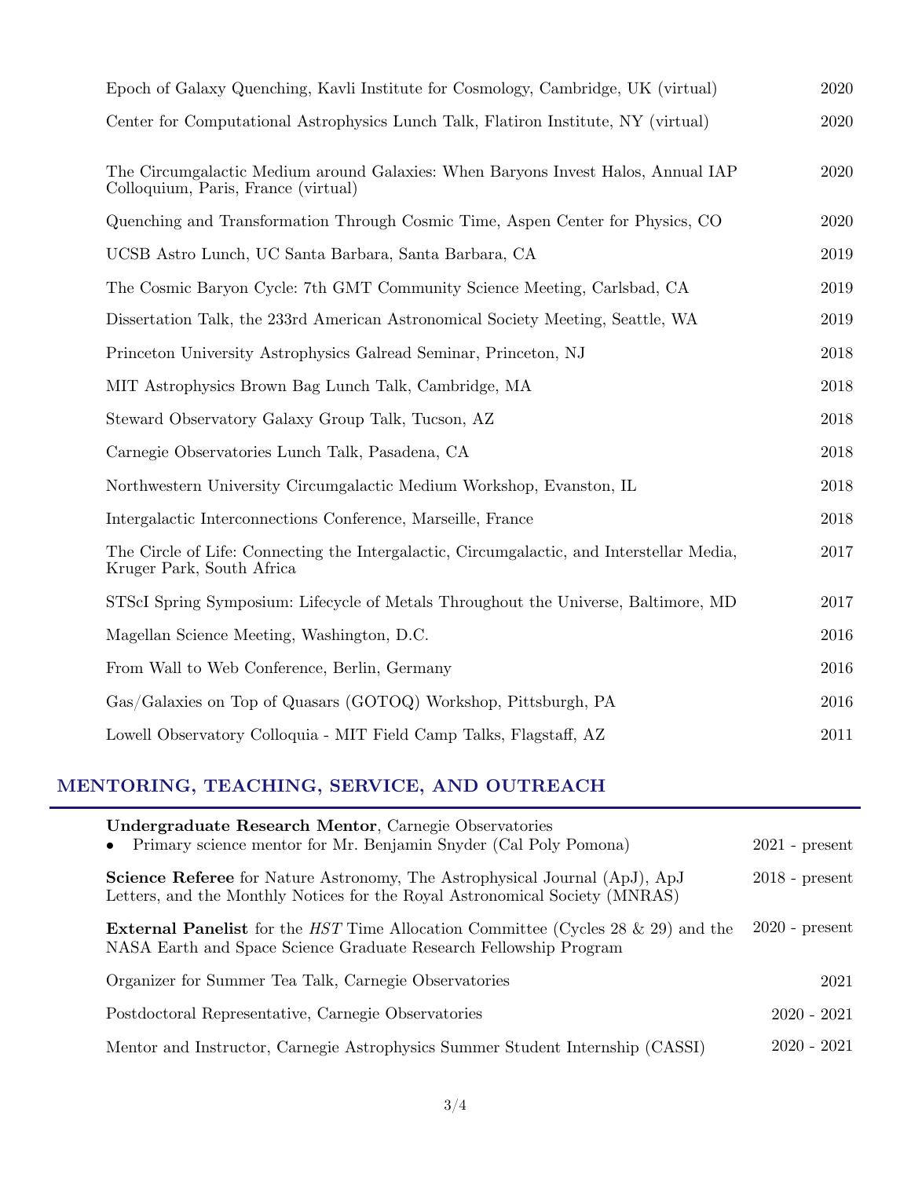Epoch of Galaxy Quenching, Kavli Institute for Cosmology, Cambridge, UK (virtual) — 2020

Center for Computational Astrophysics Lunch Talk, Flatiron Institute, NY (virtual) — 2020

The Circumgalactic Medium around Galaxies: When Baryons Invest Halos, Annual IAP Colloquium, Paris, France (virtual) — 2020

Quenching and Transformation Through Cosmic Time, Aspen Center for Physics, CO — 2020

UCSB Astro Lunch, UC Santa Barbara, Santa Barbara, CA — 2019

The Cosmic Baryon Cycle: 7th GMT Community Science Meeting, Carlsbad, CA — 2019

Dissertation Talk, the 233rd American Astronomical Society Meeting, Seattle, WA — 2019

Princeton University Astrophysics Galread Seminar, Princeton, NJ — 2018

MIT Astrophysics Brown Bag Lunch Talk, Cambridge, MA — 2018

Steward Observatory Galaxy Group Talk, Tucson, AZ — 2018

Carnegie Observatories Lunch Talk, Pasadena, CA — 2018

Northwestern University Circumgalactic Medium Workshop, Evanston, IL — 2018

Intergalactic Interconnections Conference, Marseille, France — 2018

The Circle of Life: Connecting the Intergalactic, Circumgalactic, and Interstellar Media, Kruger Park, South Africa — 2017

STScI Spring Symposium: Lifecycle of Metals Throughout the Universe, Baltimore, MD — 2017

Magellan Science Meeting, Washington, D.C. — 2016

From Wall to Web Conference, Berlin, Germany — 2016

Gas/Galaxies on Top of Quasars (GOTOQ) Workshop, Pittsburgh, PA — 2016

Lowell Observatory Colloquia - MIT Field Camp Talks, Flagstaff, AZ — 2011

## MENTORING, TEACHING, SERVICE, AND OUTREACH

**Undergraduate Research Mentor**, Carnegie Observatories — 2021 - present
- Primary science mentor for Mr. Benjamin Snyder (Cal Poly Pomona)

**Science Referee** for Nature Astronomy, The Astrophysical Journal (ApJ), ApJ Letters, and the Monthly Notices for the Royal Astronomical Society (MNRAS) — 2018 - present

**External Panelist** for the *HST* Time Allocation Committee (Cycles 28 & 29) and the NASA Earth and Space Science Graduate Research Fellowship Program — 2020 - present

Organizer for Summer Tea Talk, Carnegie Observatories — 2021

Postdoctoral Representative, Carnegie Observatories — 2020 - 2021

Mentor and Instructor, Carnegie Astrophysics Summer Student Internship (CASSI) — 2020 - 2021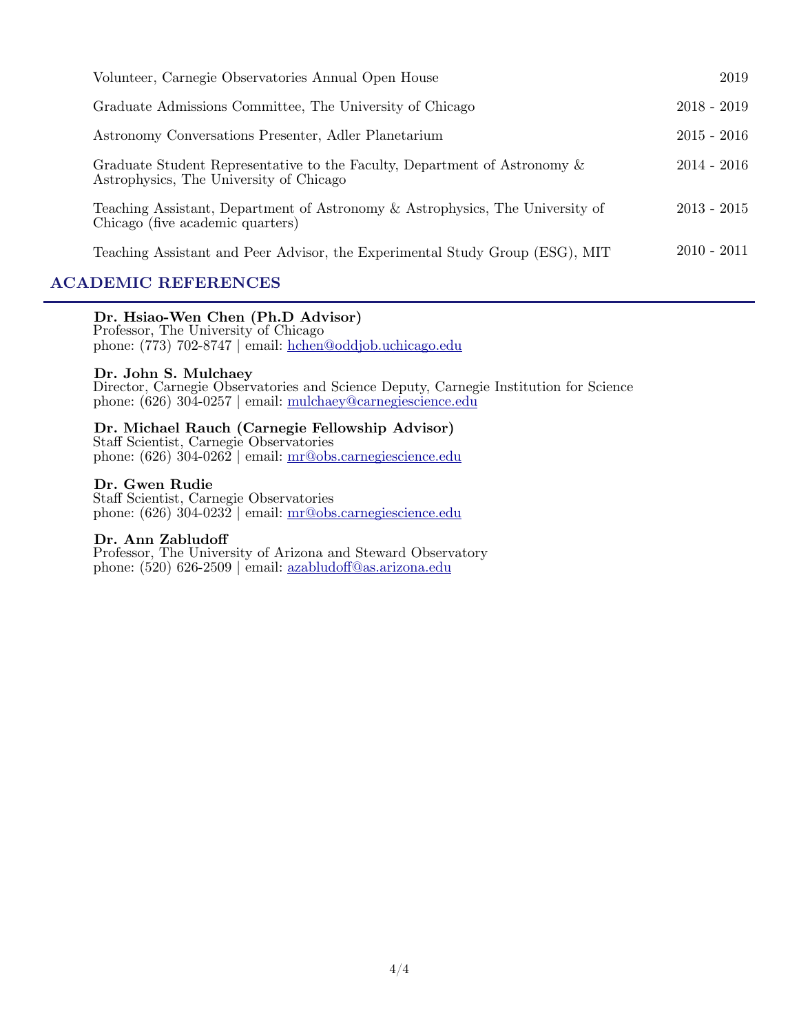Volunteer, Carnegie Observatories Annual Open House — 2019

Graduate Admissions Committee, The University of Chicago — 2018 - 2019

Astronomy Conversations Presenter, Adler Planetarium — 2015 - 2016

Graduate Student Representative to the Faculty, Department of Astronomy & Astrophysics, The University of Chicago — 2014 - 2016

Teaching Assistant, Department of Astronomy & Astrophysics, The University of Chicago (five academic quarters) — 2013 - 2015

Teaching Assistant and Peer Advisor, the Experimental Study Group (ESG), MIT — 2010 - 2011

## ACADEMIC REFERENCES

**Dr. Hsiao-Wen Chen (Ph.D Advisor)**
Professor, The University of Chicago
phone: (773) 702-8747 | email: hchen@oddjob.uchicago.edu

**Dr. John S. Mulchaey**
Director, Carnegie Observatories and Science Deputy, Carnegie Institution for Science
phone: (626) 304-0257 | email: mulchaey@carnegiescience.edu

**Dr. Michael Rauch (Carnegie Fellowship Advisor)**
Staff Scientist, Carnegie Observatories
phone: (626) 304-0262 | email: mr@obs.carnegiescience.edu

**Dr. Gwen Rudie**
Staff Scientist, Carnegie Observatories
phone: (626) 304-0232 | email: mr@obs.carnegiescience.edu

**Dr. Ann Zabludoff**
Professor, The University of Arizona and Steward Observatory
phone: (520) 626-2509 | email: azabludoff@as.arizona.edu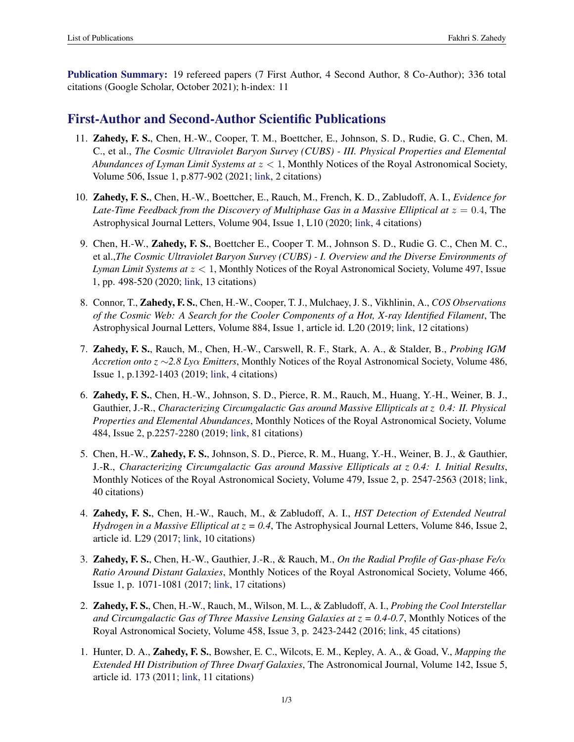**Publication Summary:** 19 refereed papers (7 First Author, 4 Second Author, 8 Co-Author); 336 total citations (Google Scholar, October 2021); h-index: 11

## First-Author and Second-Author Scientific Publications

11. **Zahedy, F. S.**, Chen, H.-W., Cooper, T. M., Boettcher, E., Johnson, S. D., Rudie, G. C., Chen, M. C., et al., *The Cosmic Ultraviolet Baryon Survey (CUBS) - III. Physical Properties and Elemental Abundances of Lyman Limit Systems at $z < 1$*, Monthly Notices of the Royal Astronomical Society, Volume 506, Issue 1, p.877-902 (2021; link, 2 citations)

10. **Zahedy, F. S.**, Chen, H.-W., Boettcher, E., Rauch, M., French, K. D., Zabludoff, A. I., *Evidence for Late-Time Feedback from the Discovery of Multiphase Gas in a Massive Elliptical at $z = 0.4$*, The Astrophysical Journal Letters, Volume 904, Issue 1, L10 (2020; link, 4 citations)

9. Chen, H.-W., **Zahedy, F. S.**, Boettcher E., Cooper T. M., Johnson S. D., Rudie G. C., Chen M. C., et al.,*The Cosmic Ultraviolet Baryon Survey (CUBS) - I. Overview and the Diverse Environments of Lyman Limit Systems at $z < 1$*, Monthly Notices of the Royal Astronomical Society, Volume 497, Issue 1, pp. 498-520 (2020; link, 13 citations)

8. Connor, T., **Zahedy, F. S.**, Chen, H.-W., Cooper, T. J., Mulchaey, J. S., Vikhlinin, A., *COS Observations of the Cosmic Web: A Search for the Cooler Components of a Hot, X-ray Identified Filament*, The Astrophysical Journal Letters, Volume 884, Issue 1, article id. L20 (2019; link, 12 citations)

7. **Zahedy, F. S.**, Rauch, M., Chen, H.-W., Carswell, R. F., Stark, A. A., & Stalder, B., *Probing IGM Accretion onto $z \sim 2.8$ Ly$\alpha$ Emitters*, Monthly Notices of the Royal Astronomical Society, Volume 486, Issue 1, p.1392-1403 (2019; link, 4 citations)

6. **Zahedy, F. S.**, Chen, H.-W., Johnson, S. D., Pierce, R. M., Rauch, M., Huang, Y.-H., Weiner, B. J., Gauthier, J.-R., *Characterizing Circumgalactic Gas around Massive Ellipticals at z 0.4: II. Physical Properties and Elemental Abundances*, Monthly Notices of the Royal Astronomical Society, Volume 484, Issue 2, p.2257-2280 (2019; link, 81 citations)

5. Chen, H.-W., **Zahedy, F. S.**, Johnson, S. D., Pierce, R. M., Huang, Y.-H., Weiner, B. J., & Gauthier, J.-R., *Characterizing Circumgalactic Gas around Massive Ellipticals at z 0.4: I. Initial Results*, Monthly Notices of the Royal Astronomical Society, Volume 479, Issue 2, p. 2547-2563 (2018; link, 40 citations)

4. **Zahedy, F. S.**, Chen, H.-W., Rauch, M., & Zabludoff, A. I., *HST Detection of Extended Neutral Hydrogen in a Massive Elliptical at z = 0.4*, The Astrophysical Journal Letters, Volume 846, Issue 2, article id. L29 (2017; link, 10 citations)

3. **Zahedy, F. S.**, Chen, H.-W., Gauthier, J.-R., & Rauch, M., *On the Radial Profile of Gas-phase Fe/$\alpha$ Ratio Around Distant Galaxies*, Monthly Notices of the Royal Astronomical Society, Volume 466, Issue 1, p. 1071-1081 (2017; link, 17 citations)

2. **Zahedy, F. S.**, Chen, H.-W., Rauch, M., Wilson, M. L., & Zabludoff, A. I., *Probing the Cool Interstellar and Circumgalactic Gas of Three Massive Lensing Galaxies at z = 0.4-0.7*, Monthly Notices of the Royal Astronomical Society, Volume 458, Issue 3, p. 2423-2442 (2016; link, 45 citations)

1. Hunter, D. A., **Zahedy, F. S.**, Bowsher, E. C., Wilcots, E. M., Kepley, A. A., & Goad, V., *Mapping the Extended HI Distribution of Three Dwarf Galaxies*, The Astronomical Journal, Volume 142, Issue 5, article id. 173 (2011; link, 11 citations)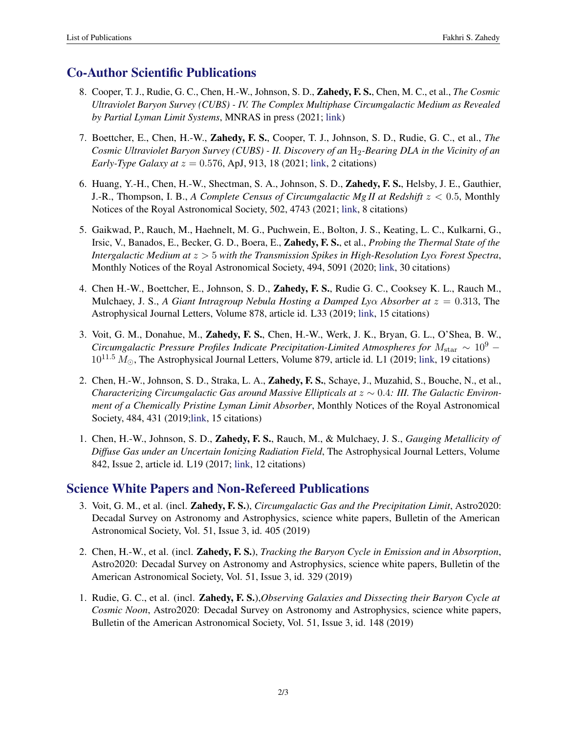## Co-Author Scientific Publications

8. Cooper, T. J., Rudie, G. C., Chen, H.-W., Johnson, S. D., **Zahedy, F. S.**, Chen, M. C., et al., *The Cosmic Ultraviolet Baryon Survey (CUBS) - IV. The Complex Multiphase Circumgalactic Medium as Revealed by Partial Lyman Limit Systems*, MNRAS in press (2021; link)

7. Boettcher, E., Chen, H.-W., **Zahedy, F. S.**, Cooper, T. J., Johnson, S. D., Rudie, G. C., et al., *The Cosmic Ultraviolet Baryon Survey (CUBS) - II. Discovery of an $\mathrm{H}_2$-Bearing DLA in the Vicinity of an Early-Type Galaxy at $z = 0.576$*, ApJ, 913, 18 (2021; link, 2 citations)

6. Huang, Y.-H., Chen, H.-W., Shectman, S. A., Johnson, S. D., **Zahedy, F. S.**, Helsby, J. E., Gauthier, J.-R., Thompson, I. B., *A Complete Census of Circumgalactic Mg II at Redshift $z < 0.5$*, Monthly Notices of the Royal Astronomical Society, 502, 4743 (2021; link, 8 citations)

5. Gaikwad, P., Rauch, M., Haehnelt, M. G., Puchwein, E., Bolton, J. S., Keating, L. C., Kulkarni, G., Irsic, V., Banados, E., Becker, G. D., Boera, E., **Zahedy, F. S.**, et al., *Probing the Thermal State of the Intergalactic Medium at $z > 5$ with the Transmission Spikes in High-Resolution Ly$\alpha$ Forest Spectra*, Monthly Notices of the Royal Astronomical Society, 494, 5091 (2020; link, 30 citations)

4. Chen H.-W., Boettcher, E., Johnson, S. D., **Zahedy, F. S.**, Rudie G. C., Cooksey K. L., Rauch M., Mulchaey, J. S., *A Giant Intragroup Nebula Hosting a Damped Ly$\alpha$ Absorber at $z = 0.313$*, The Astrophysical Journal Letters, Volume 878, article id. L33 (2019; link, 15 citations)

3. Voit, G. M., Donahue, M., **Zahedy, F. S.**, Chen, H.-W., Werk, J. K., Bryan, G. L., O'Shea, B. W., *Circumgalactic Pressure Profiles Indicate Precipitation-Limited Atmospheres for $M_{\mathrm{star}} \sim 10^9 - 10^{11.5}\, M_{\odot}$*, The Astrophysical Journal Letters, Volume 879, article id. L1 (2019; link, 19 citations)

2. Chen, H.-W., Johnson, S. D., Straka, L. A., **Zahedy, F. S.**, Schaye, J., Muzahid, S., Bouche, N., et al., *Characterizing Circumgalactic Gas around Massive Ellipticals at $z \sim 0.4$: III. The Galactic Environment of a Chemically Pristine Lyman Limit Absorber*, Monthly Notices of the Royal Astronomical Society, 484, 431 (2019;link, 15 citations)

1. Chen, H.-W., Johnson, S. D., **Zahedy, F. S.**, Rauch, M., & Mulchaey, J. S., *Gauging Metallicity of Diffuse Gas under an Uncertain Ionizing Radiation Field*, The Astrophysical Journal Letters, Volume 842, Issue 2, article id. L19 (2017; link, 12 citations)

## Science White Papers and Non-Refereed Publications

3. Voit, G. M., et al. (incl. **Zahedy, F. S.**), *Circumgalactic Gas and the Precipitation Limit*, Astro2020: Decadal Survey on Astronomy and Astrophysics, science white papers, Bulletin of the American Astronomical Society, Vol. 51, Issue 3, id. 405 (2019)

2. Chen, H.-W., et al. (incl. **Zahedy, F. S.**), *Tracking the Baryon Cycle in Emission and in Absorption*, Astro2020: Decadal Survey on Astronomy and Astrophysics, science white papers, Bulletin of the American Astronomical Society, Vol. 51, Issue 3, id. 329 (2019)

1. Rudie, G. C., et al. (incl. **Zahedy, F. S.**),*Observing Galaxies and Dissecting their Baryon Cycle at Cosmic Noon*, Astro2020: Decadal Survey on Astronomy and Astrophysics, science white papers, Bulletin of the American Astronomical Society, Vol. 51, Issue 3, id. 148 (2019)